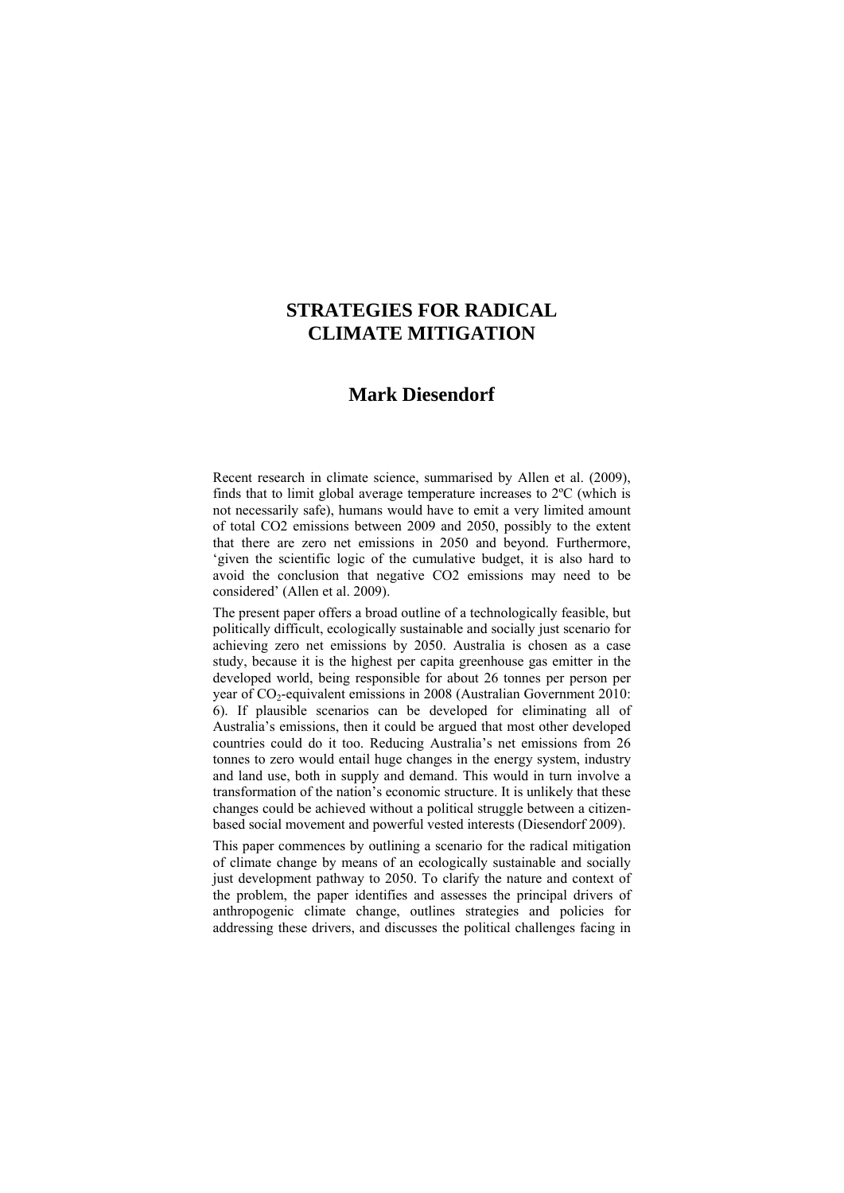# STRATEGIES FOR RADICAL CLIMATE MITIGATION

## Mark Diesendorf

Recent research in climate science, summarised by Allen et al. (2009), finds that to limit global average temperature increases to 2ºC (which is not necessarily safe), humans would have to emit a very limited amount of total CO2 emissions between 2009 and 2050, possibly to the extent that there are zero net emissions in 2050 and beyond. Furthermore, 'given the scientific logic of the cumulative budget, it is also hard to avoid the conclusion that negative CO2 emissions may need to be considered' (Allen et al. 2009).

The present paper offers a broad outline of a technologically feasible, but politically difficult, ecologically sustainable and socially just scenario for achieving zero net emissions by 2050. Australia is chosen as a case study, because it is the highest per capita greenhouse gas emitter in the developed world, being responsible for about 26 tonnes per person per year of $CO_2$-equivalent emissions in 2008 (Australian Government 2010: 6). If plausible scenarios can be developed for eliminating all of Australia's emissions, then it could be argued that most other developed countries could do it too. Reducing Australia's net emissions from 26 tonnes to zero would entail huge changes in the energy system, industry and land use, both in supply and demand. This would in turn involve a transformation of the nation's economic structure. It is unlikely that these changes could be achieved without a political struggle between a citizen-based social movement and powerful vested interests (Diesendorf 2009).

This paper commences by outlining a scenario for the radical mitigation of climate change by means of an ecologically sustainable and socially just development pathway to 2050. To clarify the nature and context of the problem, the paper identifies and assesses the principal drivers of anthropogenic climate change, outlines strategies and policies for addressing these drivers, and discusses the political challenges facing in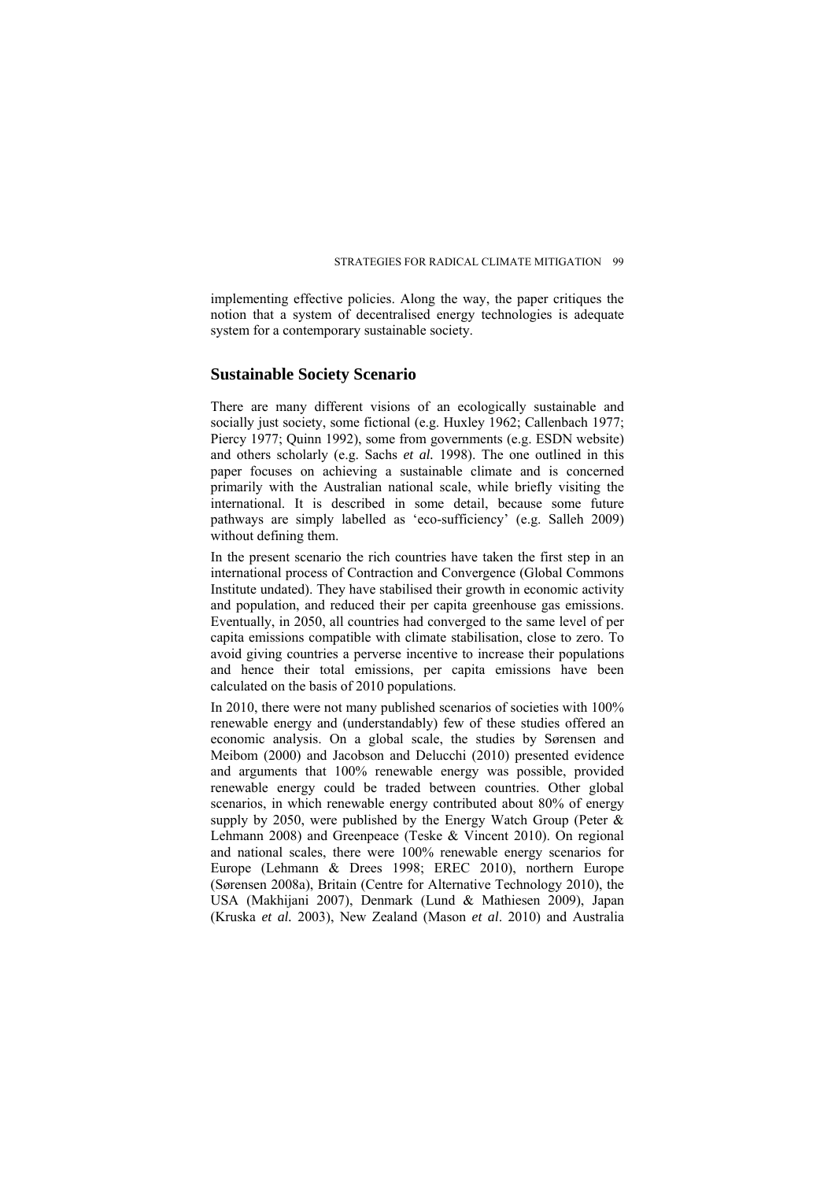implementing effective policies. Along the way, the paper critiques the notion that a system of decentralised energy technologies is adequate system for a contemporary sustainable society.

## Sustainable Society Scenario

There are many different visions of an ecologically sustainable and socially just society, some fictional (e.g. Huxley 1962; Callenbach 1977; Piercy 1977; Quinn 1992), some from governments (e.g. ESDN website) and others scholarly (e.g. Sachs *et al.* 1998). The one outlined in this paper focuses on achieving a sustainable climate and is concerned primarily with the Australian national scale, while briefly visiting the international. It is described in some detail, because some future pathways are simply labelled as 'eco-sufficiency' (e.g. Salleh 2009) without defining them.

In the present scenario the rich countries have taken the first step in an international process of Contraction and Convergence (Global Commons Institute undated). They have stabilised their growth in economic activity and population, and reduced their per capita greenhouse gas emissions. Eventually, in 2050, all countries had converged to the same level of per capita emissions compatible with climate stabilisation, close to zero. To avoid giving countries a perverse incentive to increase their populations and hence their total emissions, per capita emissions have been calculated on the basis of 2010 populations.

In 2010, there were not many published scenarios of societies with 100% renewable energy and (understandably) few of these studies offered an economic analysis. On a global scale, the studies by Sørensen and Meibom (2000) and Jacobson and Delucchi (2010) presented evidence and arguments that 100% renewable energy was possible, provided renewable energy could be traded between countries. Other global scenarios, in which renewable energy contributed about 80% of energy supply by 2050, were published by the Energy Watch Group (Peter & Lehmann 2008) and Greenpeace (Teske & Vincent 2010). On regional and national scales, there were 100% renewable energy scenarios for Europe (Lehmann & Drees 1998; EREC 2010), northern Europe (Sørensen 2008a), Britain (Centre for Alternative Technology 2010), the USA (Makhijani 2007), Denmark (Lund & Mathiesen 2009), Japan (Kruska *et al.* 2003), New Zealand (Mason *et al*. 2010) and Australia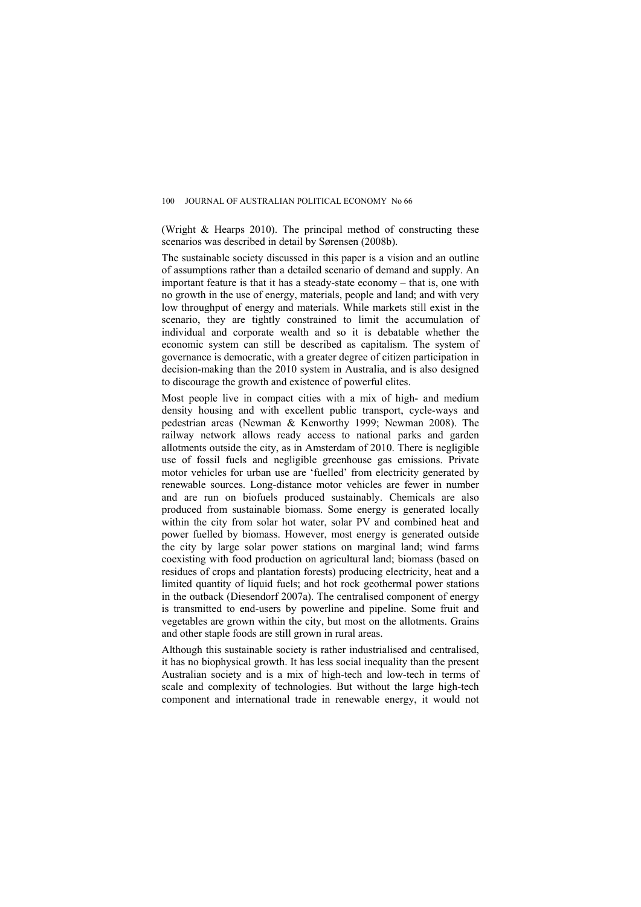(Wright & Hearps 2010). The principal method of constructing these scenarios was described in detail by Sørensen (2008b).

The sustainable society discussed in this paper is a vision and an outline of assumptions rather than a detailed scenario of demand and supply. An important feature is that it has a steady-state economy – that is, one with no growth in the use of energy, materials, people and land; and with very low throughput of energy and materials. While markets still exist in the scenario, they are tightly constrained to limit the accumulation of individual and corporate wealth and so it is debatable whether the economic system can still be described as capitalism. The system of governance is democratic, with a greater degree of citizen participation in decision-making than the 2010 system in Australia, and is also designed to discourage the growth and existence of powerful elites.

Most people live in compact cities with a mix of high- and medium density housing and with excellent public transport, cycle-ways and pedestrian areas (Newman & Kenworthy 1999; Newman 2008). The railway network allows ready access to national parks and garden allotments outside the city, as in Amsterdam of 2010. There is negligible use of fossil fuels and negligible greenhouse gas emissions. Private motor vehicles for urban use are 'fuelled' from electricity generated by renewable sources. Long-distance motor vehicles are fewer in number and are run on biofuels produced sustainably. Chemicals are also produced from sustainable biomass. Some energy is generated locally within the city from solar hot water, solar PV and combined heat and power fuelled by biomass. However, most energy is generated outside the city by large solar power stations on marginal land; wind farms coexisting with food production on agricultural land; biomass (based on residues of crops and plantation forests) producing electricity, heat and a limited quantity of liquid fuels; and hot rock geothermal power stations in the outback (Diesendorf 2007a). The centralised component of energy is transmitted to end-users by powerline and pipeline. Some fruit and vegetables are grown within the city, but most on the allotments. Grains and other staple foods are still grown in rural areas.

Although this sustainable society is rather industrialised and centralised, it has no biophysical growth. It has less social inequality than the present Australian society and is a mix of high-tech and low-tech in terms of scale and complexity of technologies. But without the large high-tech component and international trade in renewable energy, it would not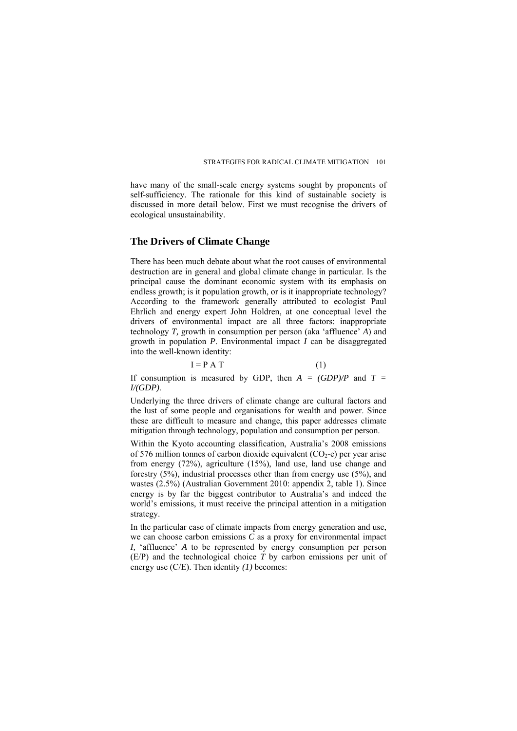have many of the small-scale energy systems sought by proponents of self-sufficiency. The rationale for this kind of sustainable society is discussed in more detail below. First we must recognise the drivers of ecological unsustainability.

## The Drivers of Climate Change

There has been much debate about what the root causes of environmental destruction are in general and global climate change in particular. Is the principal cause the dominant economic system with its emphasis on endless growth; is it population growth, or is it inappropriate technology? According to the framework generally attributed to ecologist Paul Ehrlich and energy expert John Holdren, at one conceptual level the drivers of environmental impact are all three factors: inappropriate technology *T*, growth in consumption per person (aka 'affluence' *A*) and growth in population *P*. Environmental impact *I* can be disaggregated into the well-known identity:

$$I = P\ A\ T \qquad (1)$$

If consumption is measured by GDP, then $A = (GDP)/P$ and $T = I/(GDP)$.

Underlying the three drivers of climate change are cultural factors and the lust of some people and organisations for wealth and power. Since these are difficult to measure and change, this paper addresses climate mitigation through technology, population and consumption per person.

Within the Kyoto accounting classification, Australia's 2008 emissions of 576 million tonnes of carbon dioxide equivalent ($CO_2$-e) per year arise from energy (72%), agriculture (15%), land use, land use change and forestry (5%), industrial processes other than from energy use (5%), and wastes (2.5%) (Australian Government 2010: appendix 2, table 1). Since energy is by far the biggest contributor to Australia's and indeed the world's emissions, it must receive the principal attention in a mitigation strategy.

In the particular case of climate impacts from energy generation and use, we can choose carbon emissions *C* as a proxy for environmental impact *I*, 'affluence' *A* to be represented by energy consumption per person (E/P) and the technological choice *T* by carbon emissions per unit of energy use (C/E). Then identity *(1)* becomes: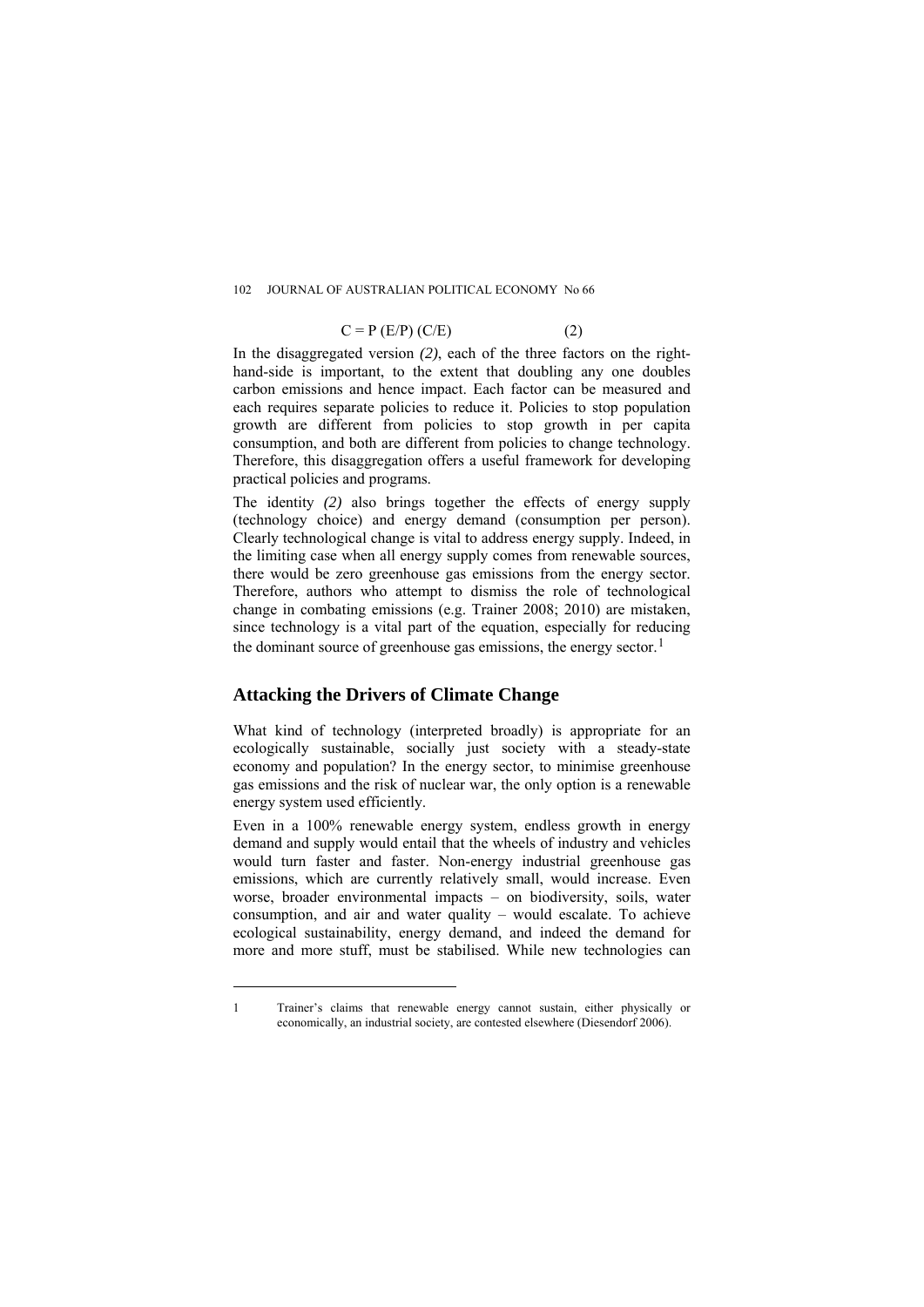$$C = P\ (E/P)\ (C/E) \qquad (2)$$

In the disaggregated version *(2)*, each of the three factors on the right-hand-side is important, to the extent that doubling any one doubles carbon emissions and hence impact. Each factor can be measured and each requires separate policies to reduce it. Policies to stop population growth are different from policies to stop growth in per capita consumption, and both are different from policies to change technology. Therefore, this disaggregation offers a useful framework for developing practical policies and programs.

The identity *(2)* also brings together the effects of energy supply (technology choice) and energy demand (consumption per person). Clearly technological change is vital to address energy supply. Indeed, in the limiting case when all energy supply comes from renewable sources, there would be zero greenhouse gas emissions from the energy sector. Therefore, authors who attempt to dismiss the role of technological change in combating emissions (e.g. Trainer 2008; 2010) are mistaken, since technology is a vital part of the equation, especially for reducing the dominant source of greenhouse gas emissions, the energy sector.[1]

## Attacking the Drivers of Climate Change

What kind of technology (interpreted broadly) is appropriate for an ecologically sustainable, socially just society with a steady-state economy and population? In the energy sector, to minimise greenhouse gas emissions and the risk of nuclear war, the only option is a renewable energy system used efficiently.

Even in a 100% renewable energy system, endless growth in energy demand and supply would entail that the wheels of industry and vehicles would turn faster and faster. Non-energy industrial greenhouse gas emissions, which are currently relatively small, would increase. Even worse, broader environmental impacts – on biodiversity, soils, water consumption, and air and water quality – would escalate. To achieve ecological sustainability, energy demand, and indeed the demand for more and more stuff, must be stabilised. While new technologies can

---

1 Trainer's claims that renewable energy cannot sustain, either physically or economically, an industrial society, are contested elsewhere (Diesendorf 2006).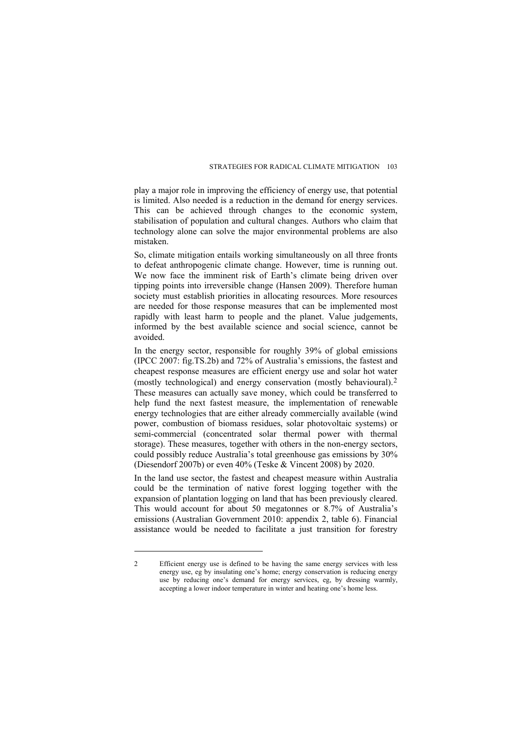play a major role in improving the efficiency of energy use, that potential is limited. Also needed is a reduction in the demand for energy services. This can be achieved through changes to the economic system, stabilisation of population and cultural changes. Authors who claim that technology alone can solve the major environmental problems are also mistaken.

So, climate mitigation entails working simultaneously on all three fronts to defeat anthropogenic climate change. However, time is running out. We now face the imminent risk of Earth's climate being driven over tipping points into irreversible change (Hansen 2009). Therefore human society must establish priorities in allocating resources. More resources are needed for those response measures that can be implemented most rapidly with least harm to people and the planet. Value judgements, informed by the best available science and social science, cannot be avoided.

In the energy sector, responsible for roughly 39% of global emissions (IPCC 2007: fig.TS.2b) and 72% of Australia's emissions, the fastest and cheapest response measures are efficient energy use and solar hot water (mostly technological) and energy conservation (mostly behavioural).[2] These measures can actually save money, which could be transferred to help fund the next fastest measure, the implementation of renewable energy technologies that are either already commercially available (wind power, combustion of biomass residues, solar photovoltaic systems) or semi-commercial (concentrated solar thermal power with thermal storage). These measures, together with others in the non-energy sectors, could possibly reduce Australia's total greenhouse gas emissions by 30% (Diesendorf 2007b) or even 40% (Teske & Vincent 2008) by 2020.

In the land use sector, the fastest and cheapest measure within Australia could be the termination of native forest logging together with the expansion of plantation logging on land that has been previously cleared. This would account for about 50 megatonnes or 8.7% of Australia's emissions (Australian Government 2010: appendix 2, table 6). Financial assistance would be needed to facilitate a just transition for forestry

---

2 Efficient energy use is defined to be having the same energy services with less energy use, eg by insulating one's home; energy conservation is reducing energy use by reducing one's demand for energy services, eg, by dressing warmly, accepting a lower indoor temperature in winter and heating one's home less.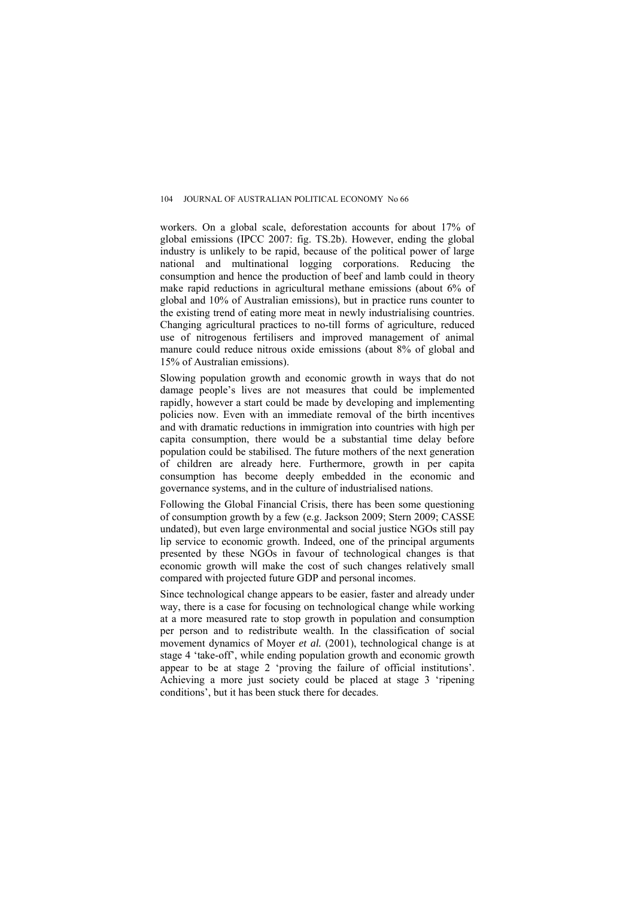workers. On a global scale, deforestation accounts for about 17% of global emissions (IPCC 2007: fig. TS.2b). However, ending the global industry is unlikely to be rapid, because of the political power of large national and multinational logging corporations. Reducing the consumption and hence the production of beef and lamb could in theory make rapid reductions in agricultural methane emissions (about 6% of global and 10% of Australian emissions), but in practice runs counter to the existing trend of eating more meat in newly industrialising countries. Changing agricultural practices to no-till forms of agriculture, reduced use of nitrogenous fertilisers and improved management of animal manure could reduce nitrous oxide emissions (about 8% of global and 15% of Australian emissions).

Slowing population growth and economic growth in ways that do not damage people's lives are not measures that could be implemented rapidly, however a start could be made by developing and implementing policies now. Even with an immediate removal of the birth incentives and with dramatic reductions in immigration into countries with high per capita consumption, there would be a substantial time delay before population could be stabilised. The future mothers of the next generation of children are already here. Furthermore, growth in per capita consumption has become deeply embedded in the economic and governance systems, and in the culture of industrialised nations.

Following the Global Financial Crisis, there has been some questioning of consumption growth by a few (e.g. Jackson 2009; Stern 2009; CASSE undated), but even large environmental and social justice NGOs still pay lip service to economic growth. Indeed, one of the principal arguments presented by these NGOs in favour of technological changes is that economic growth will make the cost of such changes relatively small compared with projected future GDP and personal incomes.

Since technological change appears to be easier, faster and already under way, there is a case for focusing on technological change while working at a more measured rate to stop growth in population and consumption per person and to redistribute wealth. In the classification of social movement dynamics of Moyer *et al.* (2001), technological change is at stage 4 'take-off', while ending population growth and economic growth appear to be at stage 2 'proving the failure of official institutions'. Achieving a more just society could be placed at stage 3 'ripening conditions', but it has been stuck there for decades.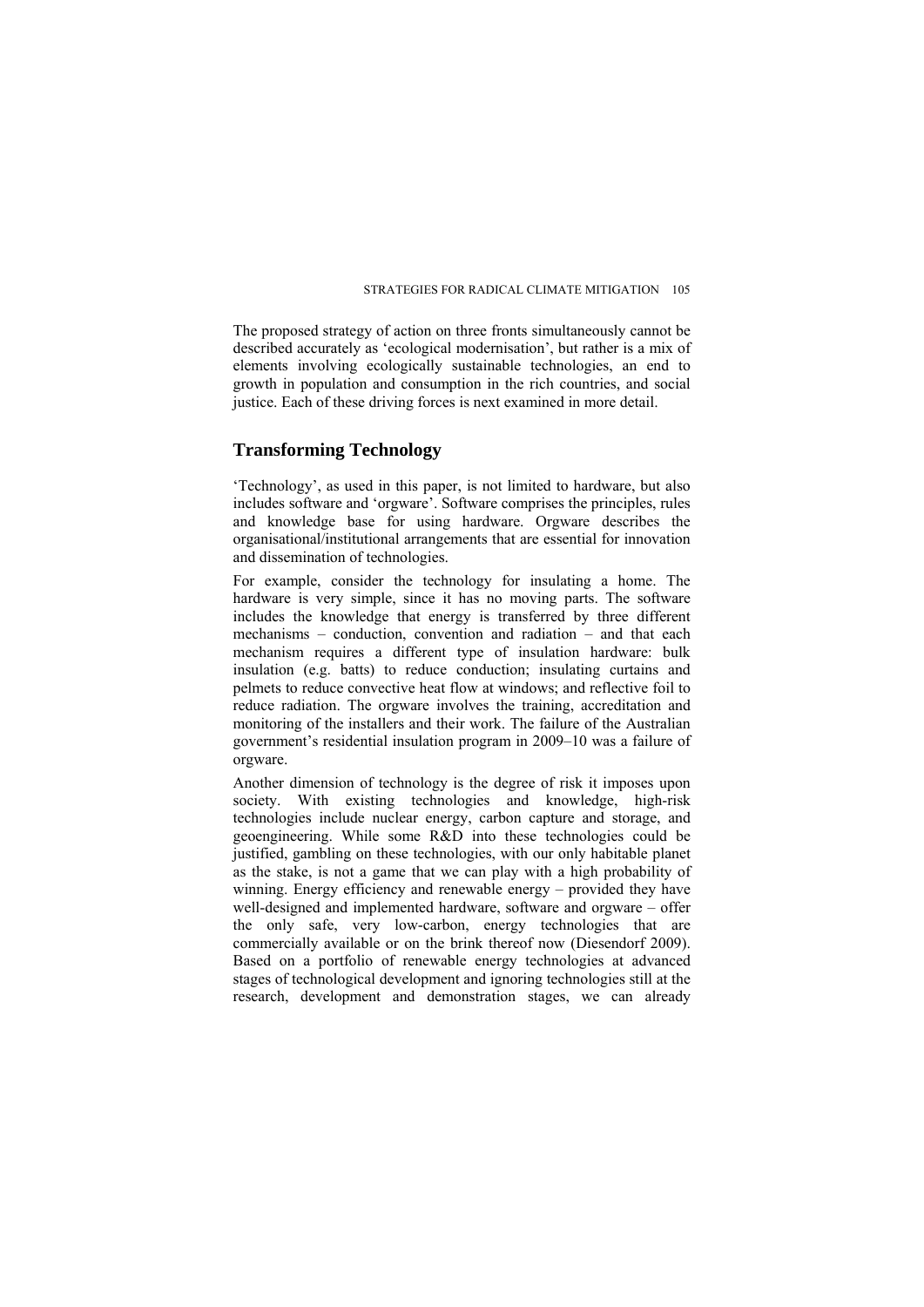The proposed strategy of action on three fronts simultaneously cannot be described accurately as 'ecological modernisation', but rather is a mix of elements involving ecologically sustainable technologies, an end to growth in population and consumption in the rich countries, and social justice. Each of these driving forces is next examined in more detail.

## Transforming Technology

'Technology', as used in this paper, is not limited to hardware, but also includes software and 'orgware'. Software comprises the principles, rules and knowledge base for using hardware. Orgware describes the organisational/institutional arrangements that are essential for innovation and dissemination of technologies.

For example, consider the technology for insulating a home. The hardware is very simple, since it has no moving parts. The software includes the knowledge that energy is transferred by three different mechanisms – conduction, convention and radiation – and that each mechanism requires a different type of insulation hardware: bulk insulation (e.g. batts) to reduce conduction; insulating curtains and pelmets to reduce convective heat flow at windows; and reflective foil to reduce radiation. The orgware involves the training, accreditation and monitoring of the installers and their work. The failure of the Australian government's residential insulation program in 2009–10 was a failure of orgware.

Another dimension of technology is the degree of risk it imposes upon society. With existing technologies and knowledge, high-risk technologies include nuclear energy, carbon capture and storage, and geoengineering. While some R&D into these technologies could be justified, gambling on these technologies, with our only habitable planet as the stake, is not a game that we can play with a high probability of winning. Energy efficiency and renewable energy – provided they have well-designed and implemented hardware, software and orgware – offer the only safe, very low-carbon, energy technologies that are commercially available or on the brink thereof now (Diesendorf 2009). Based on a portfolio of renewable energy technologies at advanced stages of technological development and ignoring technologies still at the research, development and demonstration stages, we can already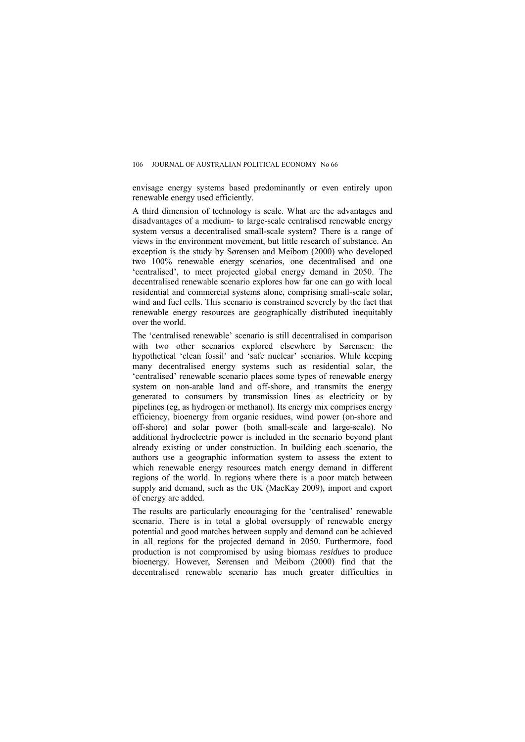envisage energy systems based predominantly or even entirely upon renewable energy used efficiently.

A third dimension of technology is scale. What are the advantages and disadvantages of a medium- to large-scale centralised renewable energy system versus a decentralised small-scale system? There is a range of views in the environment movement, but little research of substance. An exception is the study by Sørensen and Meibom (2000) who developed two 100% renewable energy scenarios, one decentralised and one 'centralised', to meet projected global energy demand in 2050. The decentralised renewable scenario explores how far one can go with local residential and commercial systems alone, comprising small-scale solar, wind and fuel cells. This scenario is constrained severely by the fact that renewable energy resources are geographically distributed inequitably over the world.

The 'centralised renewable' scenario is still decentralised in comparison with two other scenarios explored elsewhere by Sørensen: the hypothetical 'clean fossil' and 'safe nuclear' scenarios. While keeping many decentralised energy systems such as residential solar, the 'centralised' renewable scenario places some types of renewable energy system on non-arable land and off-shore, and transmits the energy generated to consumers by transmission lines as electricity or by pipelines (eg, as hydrogen or methanol). Its energy mix comprises energy efficiency, bioenergy from organic residues, wind power (on-shore and off-shore) and solar power (both small-scale and large-scale). No additional hydroelectric power is included in the scenario beyond plant already existing or under construction. In building each scenario, the authors use a geographic information system to assess the extent to which renewable energy resources match energy demand in different regions of the world. In regions where there is a poor match between supply and demand, such as the UK (MacKay 2009), import and export of energy are added.

The results are particularly encouraging for the 'centralised' renewable scenario. There is in total a global oversupply of renewable energy potential and good matches between supply and demand can be achieved in all regions for the projected demand in 2050. Furthermore, food production is not compromised by using biomass *residues* to produce bioenergy. However, Sørensen and Meibom (2000) find that the decentralised renewable scenario has much greater difficulties in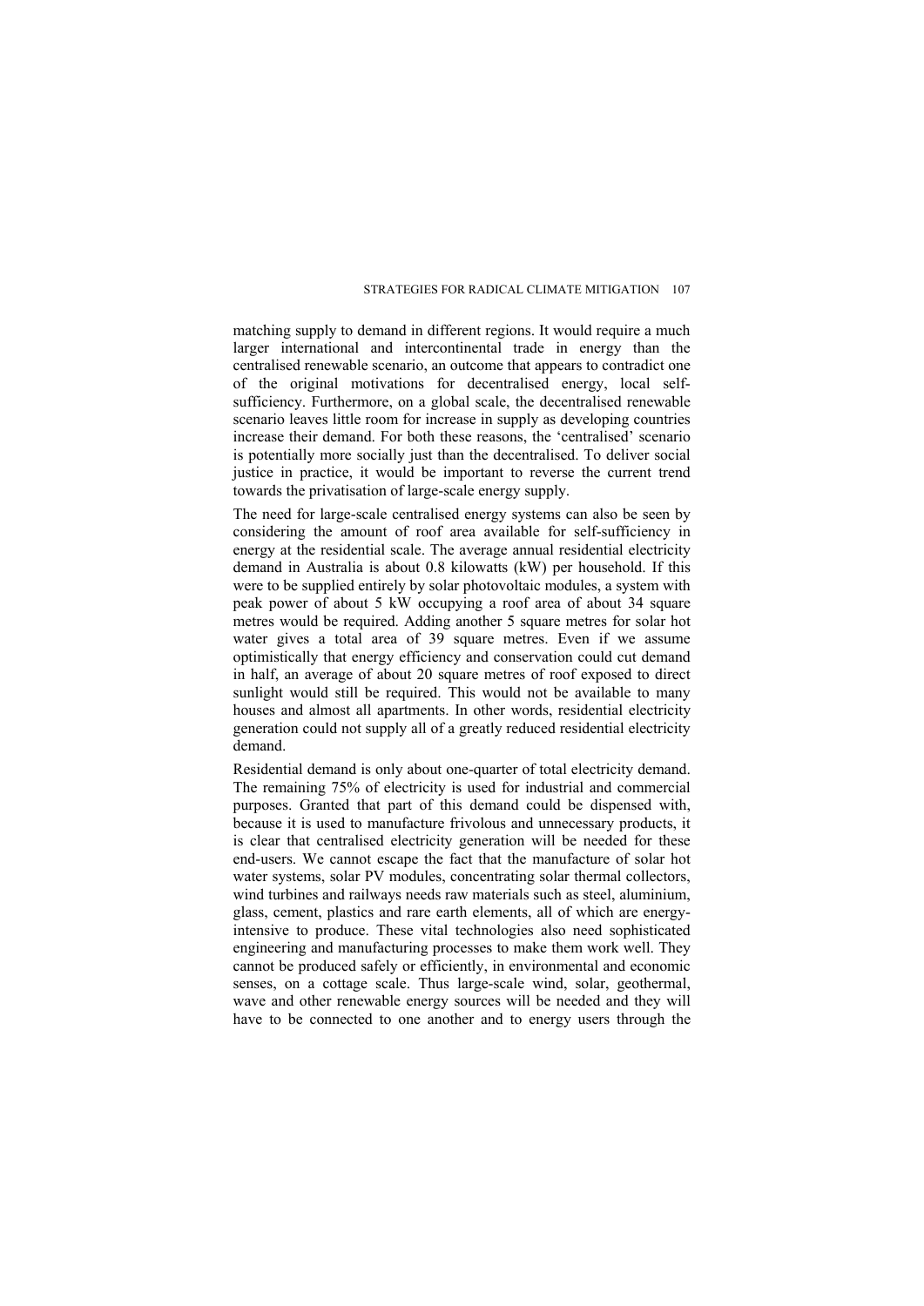matching supply to demand in different regions. It would require a much larger international and intercontinental trade in energy than the centralised renewable scenario, an outcome that appears to contradict one of the original motivations for decentralised energy, local self-sufficiency. Furthermore, on a global scale, the decentralised renewable scenario leaves little room for increase in supply as developing countries increase their demand. For both these reasons, the 'centralised' scenario is potentially more socially just than the decentralised. To deliver social justice in practice, it would be important to reverse the current trend towards the privatisation of large-scale energy supply.

The need for large-scale centralised energy systems can also be seen by considering the amount of roof area available for self-sufficiency in energy at the residential scale. The average annual residential electricity demand in Australia is about 0.8 kilowatts (kW) per household. If this were to be supplied entirely by solar photovoltaic modules, a system with peak power of about 5 kW occupying a roof area of about 34 square metres would be required. Adding another 5 square metres for solar hot water gives a total area of 39 square metres. Even if we assume optimistically that energy efficiency and conservation could cut demand in half, an average of about 20 square metres of roof exposed to direct sunlight would still be required. This would not be available to many houses and almost all apartments. In other words, residential electricity generation could not supply all of a greatly reduced residential electricity demand.

Residential demand is only about one-quarter of total electricity demand. The remaining 75% of electricity is used for industrial and commercial purposes. Granted that part of this demand could be dispensed with, because it is used to manufacture frivolous and unnecessary products, it is clear that centralised electricity generation will be needed for these end-users. We cannot escape the fact that the manufacture of solar hot water systems, solar PV modules, concentrating solar thermal collectors, wind turbines and railways needs raw materials such as steel, aluminium, glass, cement, plastics and rare earth elements, all of which are energy-intensive to produce. These vital technologies also need sophisticated engineering and manufacturing processes to make them work well. They cannot be produced safely or efficiently, in environmental and economic senses, on a cottage scale. Thus large-scale wind, solar, geothermal, wave and other renewable energy sources will be needed and they will have to be connected to one another and to energy users through the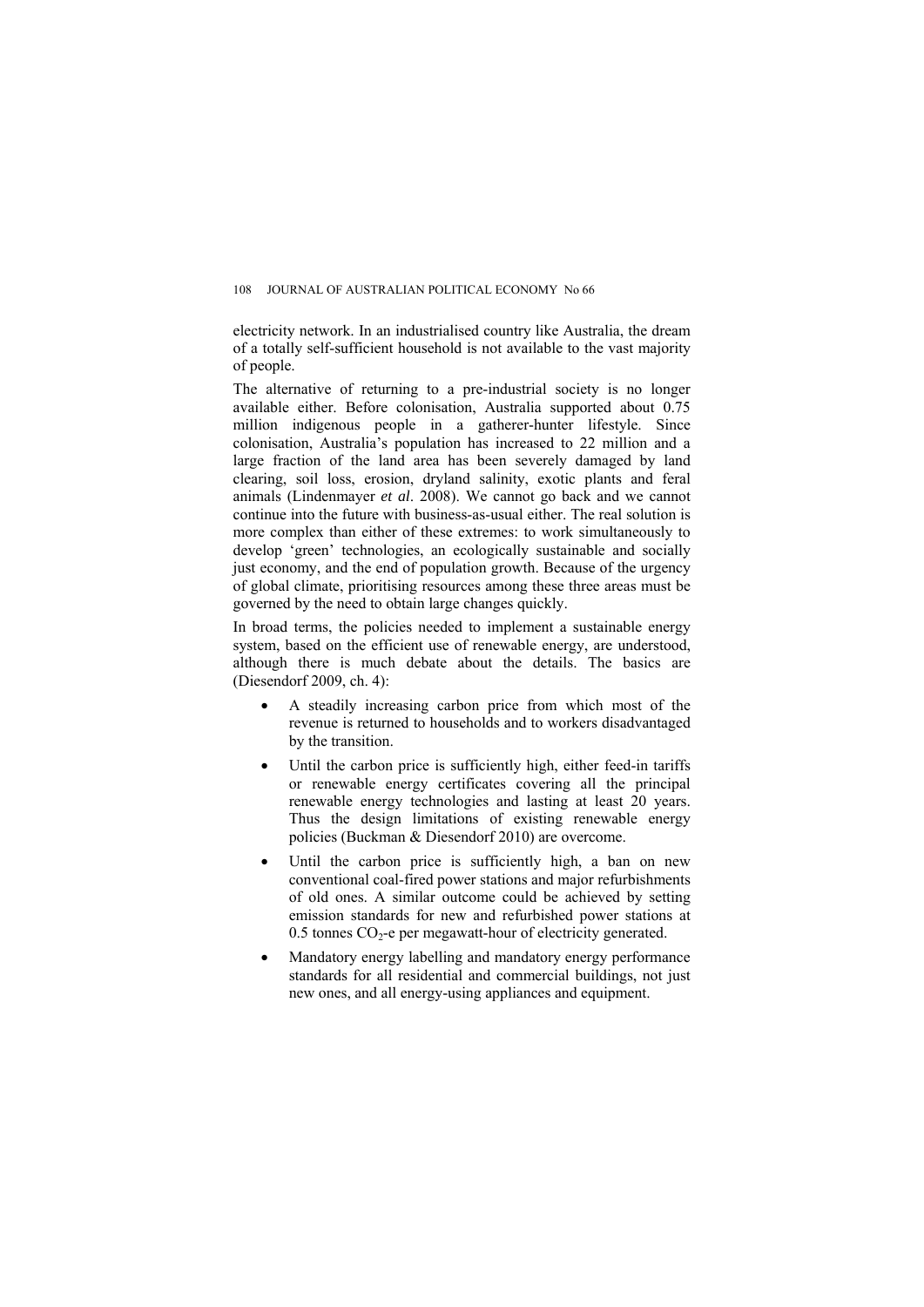electricity network. In an industrialised country like Australia, the dream of a totally self-sufficient household is not available to the vast majority of people.

The alternative of returning to a pre-industrial society is no longer available either. Before colonisation, Australia supported about 0.75 million indigenous people in a gatherer-hunter lifestyle. Since colonisation, Australia's population has increased to 22 million and a large fraction of the land area has been severely damaged by land clearing, soil loss, erosion, dryland salinity, exotic plants and feral animals (Lindenmayer *et al*. 2008). We cannot go back and we cannot continue into the future with business-as-usual either. The real solution is more complex than either of these extremes: to work simultaneously to develop 'green' technologies, an ecologically sustainable and socially just economy, and the end of population growth. Because of the urgency of global climate, prioritising resources among these three areas must be governed by the need to obtain large changes quickly.

In broad terms, the policies needed to implement a sustainable energy system, based on the efficient use of renewable energy, are understood, although there is much debate about the details. The basics are (Diesendorf 2009, ch. 4):

- A steadily increasing carbon price from which most of the revenue is returned to households and to workers disadvantaged by the transition.
- Until the carbon price is sufficiently high, either feed-in tariffs or renewable energy certificates covering all the principal renewable energy technologies and lasting at least 20 years. Thus the design limitations of existing renewable energy policies (Buckman & Diesendorf 2010) are overcome.
- Until the carbon price is sufficiently high, a ban on new conventional coal-fired power stations and major refurbishments of old ones. A similar outcome could be achieved by setting emission standards for new and refurbished power stations at 0.5 tonnes $CO_2$-e per megawatt-hour of electricity generated.
- Mandatory energy labelling and mandatory energy performance standards for all residential and commercial buildings, not just new ones, and all energy-using appliances and equipment.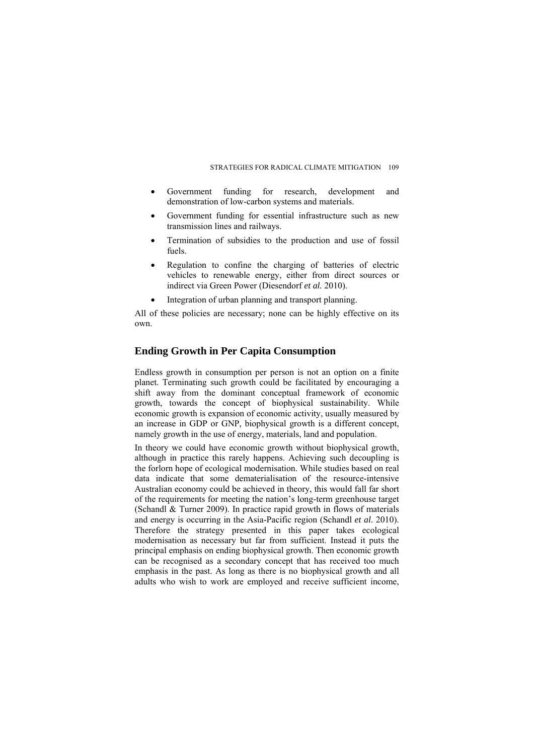- Government funding for research, development and demonstration of low-carbon systems and materials.
- Government funding for essential infrastructure such as new transmission lines and railways.
- Termination of subsidies to the production and use of fossil fuels.
- Regulation to confine the charging of batteries of electric vehicles to renewable energy, either from direct sources or indirect via Green Power (Diesendorf *et al.* 2010).
- Integration of urban planning and transport planning.

All of these policies are necessary; none can be highly effective on its own.

## Ending Growth in Per Capita Consumption

Endless growth in consumption per person is not an option on a finite planet. Terminating such growth could be facilitated by encouraging a shift away from the dominant conceptual framework of economic growth, towards the concept of biophysical sustainability. While economic growth is expansion of economic activity, usually measured by an increase in GDP or GNP, biophysical growth is a different concept, namely growth in the use of energy, materials, land and population.

In theory we could have economic growth without biophysical growth, although in practice this rarely happens. Achieving such decoupling is the forlorn hope of ecological modernisation. While studies based on real data indicate that some dematerialisation of the resource-intensive Australian economy could be achieved in theory, this would fall far short of the requirements for meeting the nation's long-term greenhouse target (Schandl & Turner 2009). In practice rapid growth in flows of materials and energy is occurring in the Asia-Pacific region (Schandl *et al.* 2010). Therefore the strategy presented in this paper takes ecological modernisation as necessary but far from sufficient. Instead it puts the principal emphasis on ending biophysical growth. Then economic growth can be recognised as a secondary concept that has received too much emphasis in the past. As long as there is no biophysical growth and all adults who wish to work are employed and receive sufficient income,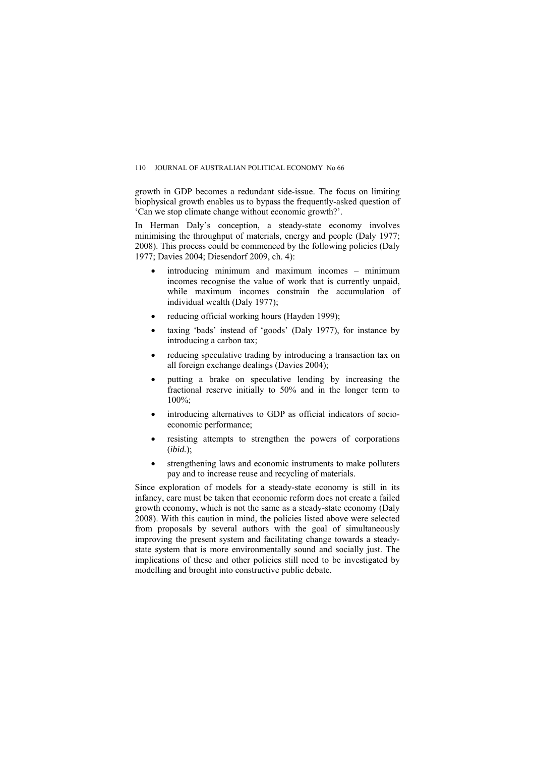growth in GDP becomes a redundant side-issue. The focus on limiting biophysical growth enables us to bypass the frequently-asked question of 'Can we stop climate change without economic growth?'.

In Herman Daly's conception, a steady-state economy involves minimising the throughput of materials, energy and people (Daly 1977; 2008). This process could be commenced by the following policies (Daly 1977; Davies 2004; Diesendorf 2009, ch. 4):

- introducing minimum and maximum incomes – minimum incomes recognise the value of work that is currently unpaid, while maximum incomes constrain the accumulation of individual wealth (Daly 1977);
- reducing official working hours (Hayden 1999);
- taxing 'bads' instead of 'goods' (Daly 1977), for instance by introducing a carbon tax;
- reducing speculative trading by introducing a transaction tax on all foreign exchange dealings (Davies 2004);
- putting a brake on speculative lending by increasing the fractional reserve initially to 50% and in the longer term to 100%;
- introducing alternatives to GDP as official indicators of socio-economic performance;
- resisting attempts to strengthen the powers of corporations (*ibid.*);
- strengthening laws and economic instruments to make polluters pay and to increase reuse and recycling of materials.

Since exploration of models for a steady-state economy is still in its infancy, care must be taken that economic reform does not create a failed growth economy, which is not the same as a steady-state economy (Daly 2008). With this caution in mind, the policies listed above were selected from proposals by several authors with the goal of simultaneously improving the present system and facilitating change towards a steady-state system that is more environmentally sound and socially just. The implications of these and other policies still need to be investigated by modelling and brought into constructive public debate.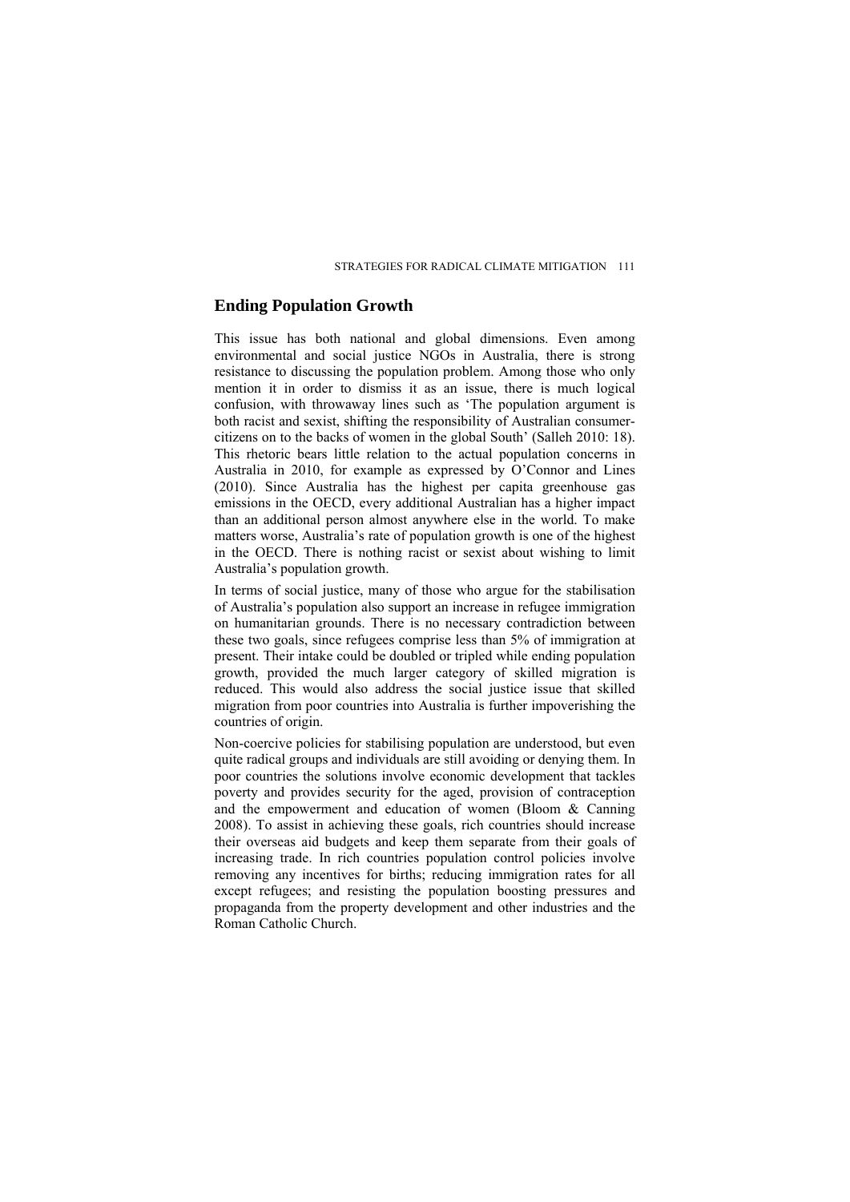## Ending Population Growth

This issue has both national and global dimensions. Even among environmental and social justice NGOs in Australia, there is strong resistance to discussing the population problem. Among those who only mention it in order to dismiss it as an issue, there is much logical confusion, with throwaway lines such as 'The population argument is both racist and sexist, shifting the responsibility of Australian consumer-citizens on to the backs of women in the global South' (Salleh 2010: 18). This rhetoric bears little relation to the actual population concerns in Australia in 2010, for example as expressed by O'Connor and Lines (2010). Since Australia has the highest per capita greenhouse gas emissions in the OECD, every additional Australian has a higher impact than an additional person almost anywhere else in the world. To make matters worse, Australia's rate of population growth is one of the highest in the OECD. There is nothing racist or sexist about wishing to limit Australia's population growth.

In terms of social justice, many of those who argue for the stabilisation of Australia's population also support an increase in refugee immigration on humanitarian grounds. There is no necessary contradiction between these two goals, since refugees comprise less than 5% of immigration at present. Their intake could be doubled or tripled while ending population growth, provided the much larger category of skilled migration is reduced. This would also address the social justice issue that skilled migration from poor countries into Australia is further impoverishing the countries of origin.

Non-coercive policies for stabilising population are understood, but even quite radical groups and individuals are still avoiding or denying them. In poor countries the solutions involve economic development that tackles poverty and provides security for the aged, provision of contraception and the empowerment and education of women (Bloom & Canning 2008). To assist in achieving these goals, rich countries should increase their overseas aid budgets and keep them separate from their goals of increasing trade. In rich countries population control policies involve removing any incentives for births; reducing immigration rates for all except refugees; and resisting the population boosting pressures and propaganda from the property development and other industries and the Roman Catholic Church.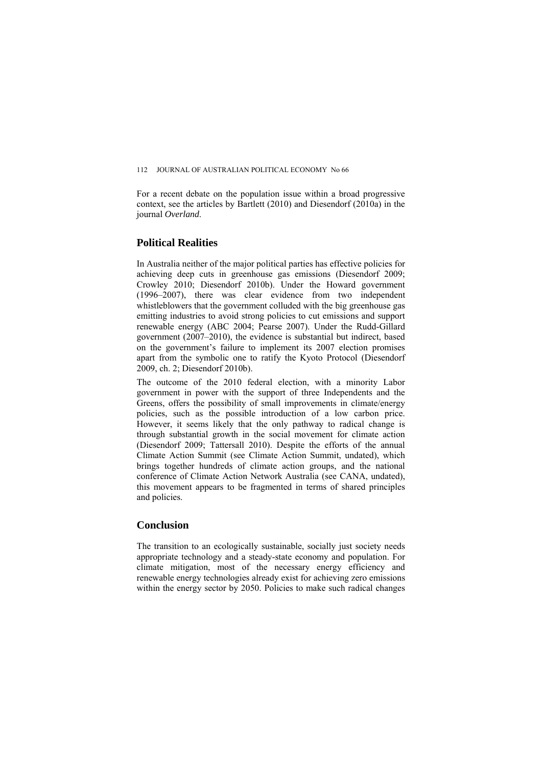For a recent debate on the population issue within a broad progressive context, see the articles by Bartlett (2010) and Diesendorf (2010a) in the journal *Overland*.

## Political Realities

In Australia neither of the major political parties has effective policies for achieving deep cuts in greenhouse gas emissions (Diesendorf 2009; Crowley 2010; Diesendorf 2010b). Under the Howard government (1996–2007), there was clear evidence from two independent whistleblowers that the government colluded with the big greenhouse gas emitting industries to avoid strong policies to cut emissions and support renewable energy (ABC 2004; Pearse 2007). Under the Rudd-Gillard government (2007–2010), the evidence is substantial but indirect, based on the government's failure to implement its 2007 election promises apart from the symbolic one to ratify the Kyoto Protocol (Diesendorf 2009, ch. 2; Diesendorf 2010b).

The outcome of the 2010 federal election, with a minority Labor government in power with the support of three Independents and the Greens, offers the possibility of small improvements in climate/energy policies, such as the possible introduction of a low carbon price. However, it seems likely that the only pathway to radical change is through substantial growth in the social movement for climate action (Diesendorf 2009; Tattersall 2010). Despite the efforts of the annual Climate Action Summit (see Climate Action Summit, undated), which brings together hundreds of climate action groups, and the national conference of Climate Action Network Australia (see CANA, undated), this movement appears to be fragmented in terms of shared principles and policies.

## Conclusion

The transition to an ecologically sustainable, socially just society needs appropriate technology and a steady-state economy and population. For climate mitigation, most of the necessary energy efficiency and renewable energy technologies already exist for achieving zero emissions within the energy sector by 2050. Policies to make such radical changes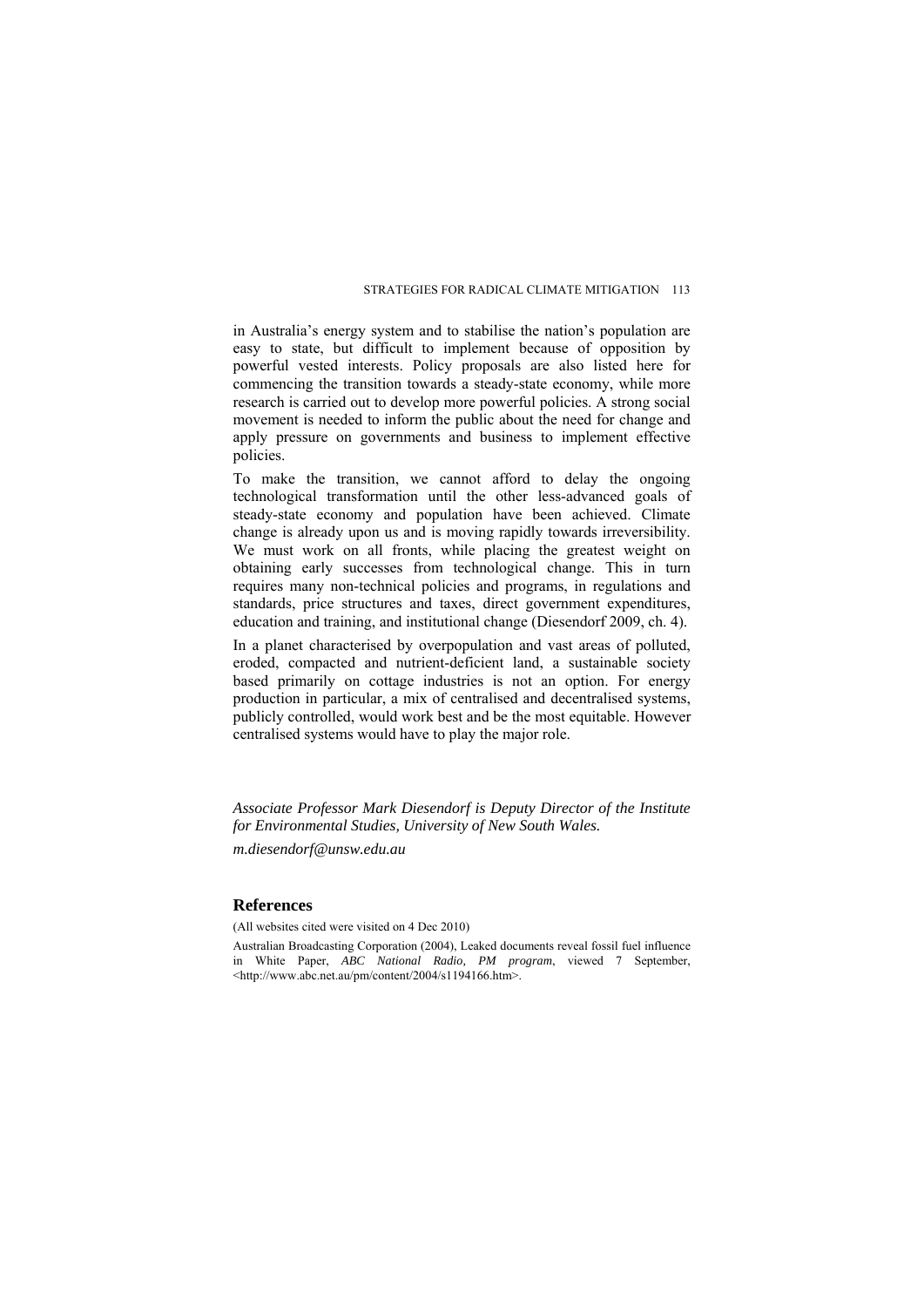in Australia's energy system and to stabilise the nation's population are easy to state, but difficult to implement because of opposition by powerful vested interests. Policy proposals are also listed here for commencing the transition towards a steady-state economy, while more research is carried out to develop more powerful policies. A strong social movement is needed to inform the public about the need for change and apply pressure on governments and business to implement effective policies.

To make the transition, we cannot afford to delay the ongoing technological transformation until the other less-advanced goals of steady-state economy and population have been achieved. Climate change is already upon us and is moving rapidly towards irreversibility. We must work on all fronts, while placing the greatest weight on obtaining early successes from technological change. This in turn requires many non-technical policies and programs, in regulations and standards, price structures and taxes, direct government expenditures, education and training, and institutional change (Diesendorf 2009, ch. 4).

In a planet characterised by overpopulation and vast areas of polluted, eroded, compacted and nutrient-deficient land, a sustainable society based primarily on cottage industries is not an option. For energy production in particular, a mix of centralised and decentralised systems, publicly controlled, would work best and be the most equitable. However centralised systems would have to play the major role.

*Associate Professor Mark Diesendorf is Deputy Director of the Institute for Environmental Studies, University of New South Wales.*

*m.diesendorf@unsw.edu.au*

## References

(All websites cited were visited on 4 Dec 2010)

Australian Broadcasting Corporation (2004), Leaked documents reveal fossil fuel influence in White Paper, *ABC National Radio, PM program*, viewed 7 September, <http://www.abc.net.au/pm/content/2004/s1194166.htm>.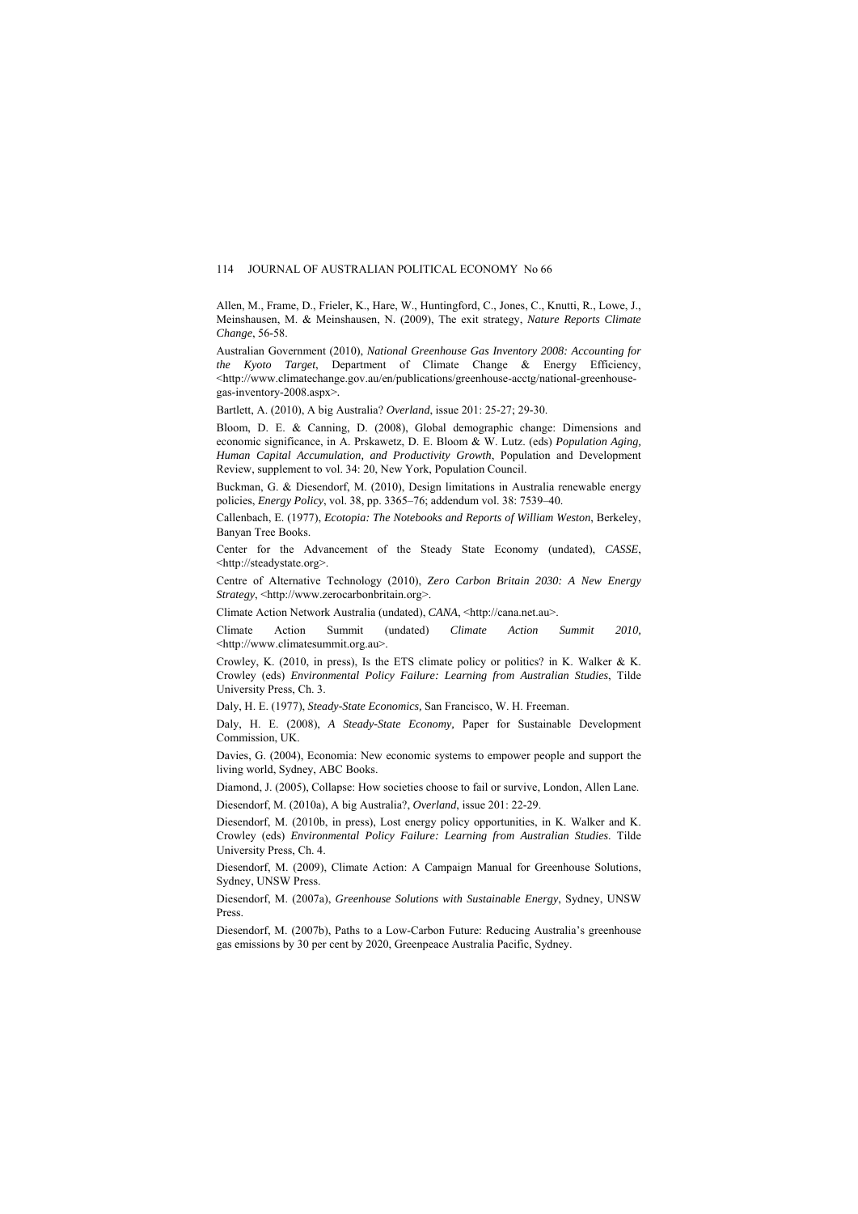Allen, M., Frame, D., Frieler, K., Hare, W., Huntingford, C., Jones, C., Knutti, R., Lowe, J., Meinshausen, M. & Meinshausen, N. (2009), The exit strategy, *Nature Reports Climate Change*, 56-58.

Australian Government (2010), *National Greenhouse Gas Inventory 2008: Accounting for the Kyoto Target*, Department of Climate Change & Energy Efficiency, <http://www.climatechange.gov.au/en/publications/greenhouse-acctg/national-greenhouse-gas-inventory-2008.aspx>.

Bartlett, A. (2010), A big Australia? *Overland*, issue 201: 25-27; 29-30.

Bloom, D. E. & Canning, D. (2008), Global demographic change: Dimensions and economic significance, in A. Prskawetz, D. E. Bloom & W. Lutz. (eds) *Population Aging, Human Capital Accumulation, and Productivity Growth*, Population and Development Review, supplement to vol. 34: 20, New York, Population Council.

Buckman, G. & Diesendorf, M. (2010), Design limitations in Australia renewable energy policies, *Energy Policy*, vol. 38, pp. 3365–76; addendum vol. 38: 7539–40.

Callenbach, E. (1977), *Ecotopia: The Notebooks and Reports of William Weston*, Berkeley, Banyan Tree Books.

Center for the Advancement of the Steady State Economy (undated), *CASSE*, <http://steadystate.org>.

Centre of Alternative Technology (2010), *Zero Carbon Britain 2030: A New Energy Strategy*, <http://www.zerocarbonbritain.org>.

Climate Action Network Australia (undated), *CANA*, <http://cana.net.au>.

Climate Action Summit (undated) *Climate Action Summit 2010*, <http://www.climatesummit.org.au>.

Crowley, K. (2010, in press), Is the ETS climate policy or politics? in K. Walker & K. Crowley (eds) *Environmental Policy Failure: Learning from Australian Studies*, Tilde University Press, Ch. 3.

Daly, H. E. (1977), *Steady-State Economics*, San Francisco, W. H. Freeman.

Daly, H. E. (2008), *A Steady-State Economy*, Paper for Sustainable Development Commission, UK.

Davies, G. (2004), Economia: New economic systems to empower people and support the living world, Sydney, ABC Books.

Diamond, J. (2005), Collapse: How societies choose to fail or survive, London, Allen Lane.

Diesendorf, M. (2010a), A big Australia?, *Overland*, issue 201: 22-29.

Diesendorf, M. (2010b, in press), Lost energy policy opportunities, in K. Walker and K. Crowley (eds) *Environmental Policy Failure: Learning from Australian Studies*. Tilde University Press, Ch. 4.

Diesendorf, M. (2009), Climate Action: A Campaign Manual for Greenhouse Solutions, Sydney, UNSW Press.

Diesendorf, M. (2007a), *Greenhouse Solutions with Sustainable Energy*, Sydney, UNSW Press.

Diesendorf, M. (2007b), Paths to a Low-Carbon Future: Reducing Australia's greenhouse gas emissions by 30 per cent by 2020, Greenpeace Australia Pacific, Sydney.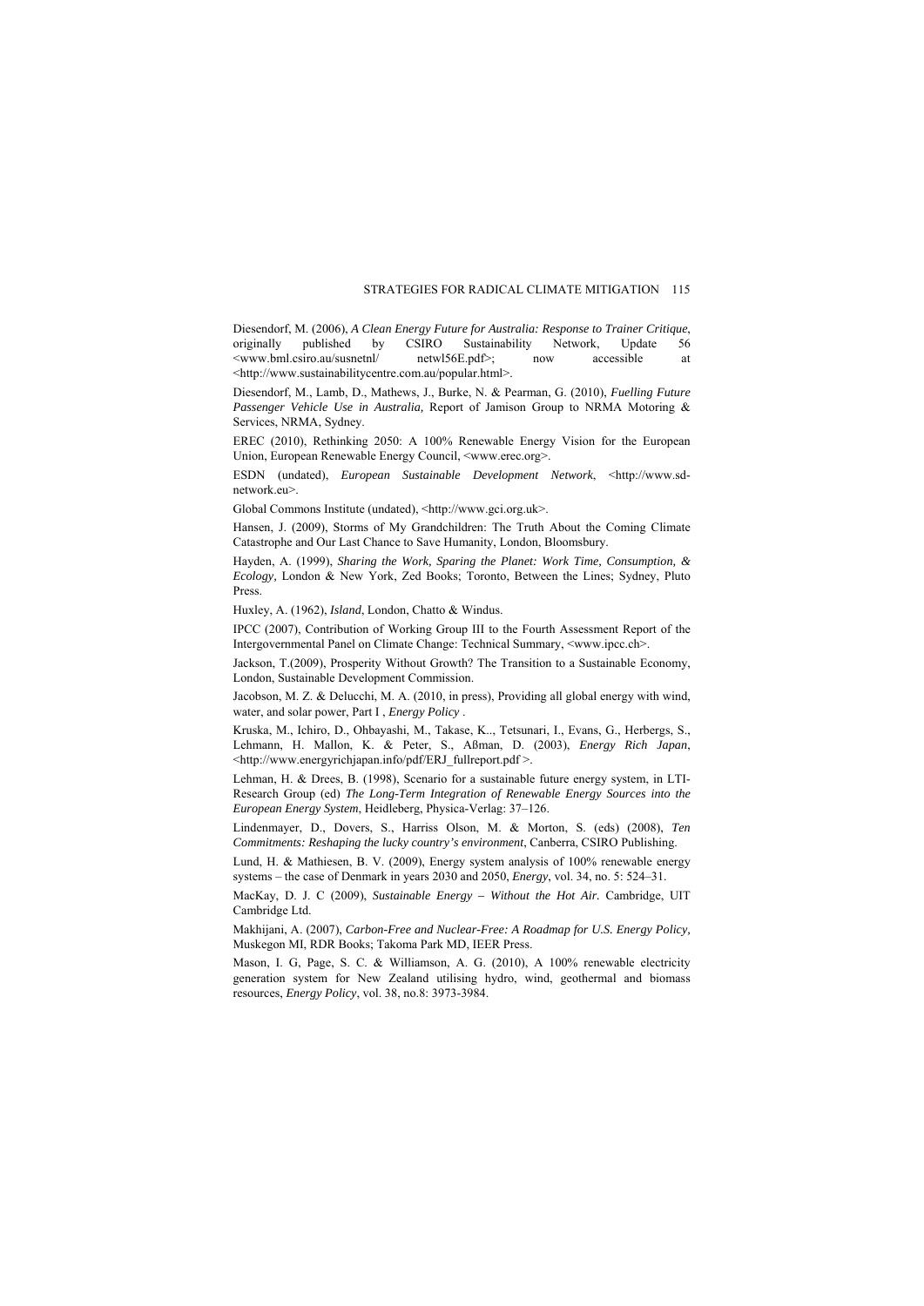Diesendorf, M. (2006), *A Clean Energy Future for Australia: Response to Trainer Critique*, originally published by CSIRO Sustainability Network, Update 56 <www.bml.csiro.au/susnetnl/ netwl56E.pdf>; now accessible at <http://www.sustainabilitycentre.com.au/popular.html>.

Diesendorf, M., Lamb, D., Mathews, J., Burke, N. & Pearman, G. (2010), *Fuelling Future Passenger Vehicle Use in Australia,* Report of Jamison Group to NRMA Motoring & Services, NRMA, Sydney.

EREC (2010), Rethinking 2050: A 100% Renewable Energy Vision for the European Union, European Renewable Energy Council, <www.erec.org>.

ESDN (undated), *European Sustainable Development Network*, <http://www.sd-network.eu>.

Global Commons Institute (undated), <http://www.gci.org.uk>.

Hansen, J. (2009), Storms of My Grandchildren: The Truth About the Coming Climate Catastrophe and Our Last Chance to Save Humanity, London, Bloomsbury.

Hayden, A. (1999), *Sharing the Work, Sparing the Planet: Work Time, Consumption, & Ecology,* London & New York, Zed Books; Toronto, Between the Lines; Sydney, Pluto Press.

Huxley, A. (1962), *Island*, London, Chatto & Windus.

IPCC (2007), Contribution of Working Group III to the Fourth Assessment Report of the Intergovernmental Panel on Climate Change: Technical Summary, <www.ipcc.ch>.

Jackson, T.(2009), Prosperity Without Growth? The Transition to a Sustainable Economy, London, Sustainable Development Commission.

Jacobson, M. Z. & Delucchi, M. A. (2010, in press), Providing all global energy with wind, water, and solar power, Part I , *Energy Policy* .

Kruska, M., Ichiro, D., Ohbayashi, M., Takase, K.., Tetsunari, I., Evans, G., Herbergs, S., Lehmann, H. Mallon, K. & Peter, S., Aßman, D. (2003), *Energy Rich Japan*, <http://www.energyrichjapan.info/pdf/ERJ_fullreport.pdf >.

Lehman, H. & Drees, B. (1998), Scenario for a sustainable future energy system, in LTI-Research Group (ed) *The Long-Term Integration of Renewable Energy Sources into the European Energy System*, Heidleberg, Physica-Verlag: 37–126.

Lindenmayer, D., Dovers, S., Harriss Olson, M. & Morton, S. (eds) (2008), *Ten Commitments: Reshaping the lucky country's environment*, Canberra, CSIRO Publishing.

Lund, H. & Mathiesen, B. V. (2009), Energy system analysis of 100% renewable energy systems – the case of Denmark in years 2030 and 2050, *Energy*, vol. 34, no. 5: 524–31.

MacKay, D. J. C (2009), *Sustainable Energy – Without the Hot Air.* Cambridge, UIT Cambridge Ltd.

Makhijani, A. (2007), *Carbon-Free and Nuclear-Free: A Roadmap for U.S. Energy Policy,* Muskegon MI, RDR Books; Takoma Park MD, IEER Press.

Mason, I. G, Page, S. C. & Williamson, A. G. (2010), A 100% renewable electricity generation system for New Zealand utilising hydro, wind, geothermal and biomass resources, *Energy Policy*, vol. 38, no.8: 3973-3984.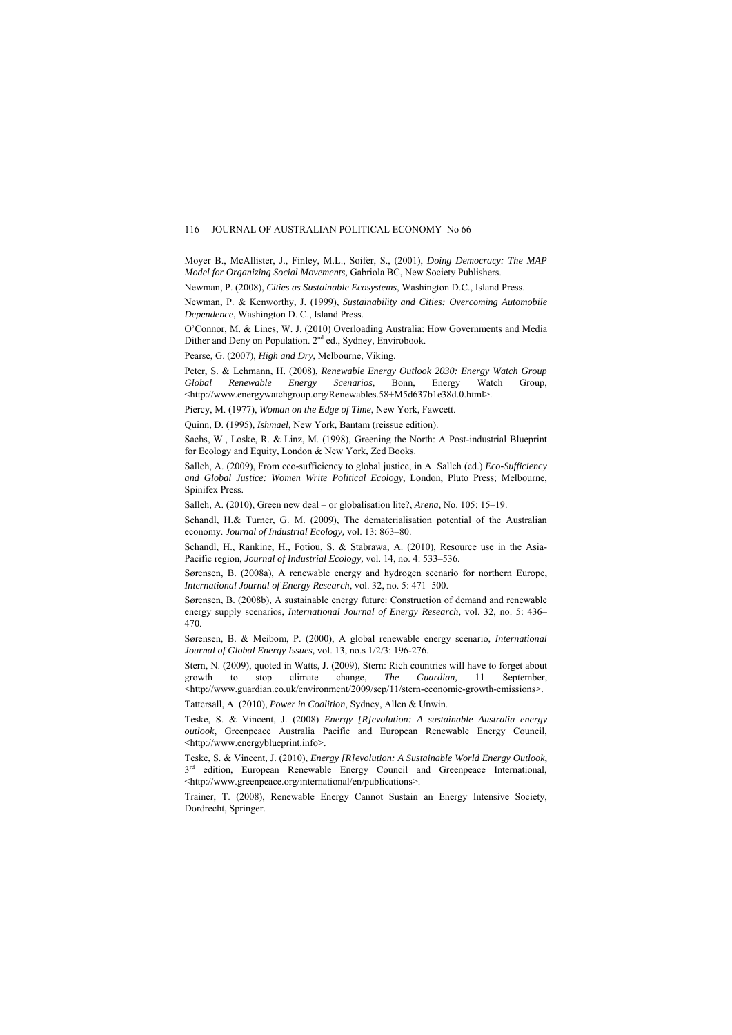Moyer B., McAllister, J., Finley, M.L., Soifer, S., (2001), *Doing Democracy: The MAP Model for Organizing Social Movements*, Gabriola BC, New Society Publishers.

Newman, P. (2008), *Cities as Sustainable Ecosystems*, Washington D.C., Island Press.

Newman, P. & Kenworthy, J. (1999), *Sustainability and Cities: Overcoming Automobile Dependence*, Washington D. C., Island Press.

O'Connor, M. & Lines, W. J. (2010) Overloading Australia: How Governments and Media Dither and Deny on Population. 2nd ed., Sydney, Envirobook.

Pearse, G. (2007), *High and Dry*, Melbourne, Viking.

Peter, S. & Lehmann, H. (2008), *Renewable Energy Outlook 2030: Energy Watch Group Global Renewable Energy Scenarios*, Bonn, Energy Watch Group, <http://www.energywatchgroup.org/Renewables.58+M5d637b1e38d.0.html>.

Piercy, M. (1977), *Woman on the Edge of Time*, New York, Fawcett.

Quinn, D. (1995), *Ishmael*, New York, Bantam (reissue edition).

Sachs, W., Loske, R. & Linz, M. (1998), Greening the North: A Post-industrial Blueprint for Ecology and Equity, London & New York, Zed Books.

Salleh, A. (2009), From eco-sufficiency to global justice, in A. Salleh (ed.) *Eco-Sufficiency and Global Justice: Women Write Political Ecology*, London, Pluto Press; Melbourne, Spinifex Press.

Salleh, A. (2010), Green new deal – or globalisation lite?, *Arena,* No. 105: 15–19.

Schandl, H.& Turner, G. M. (2009), The dematerialisation potential of the Australian economy. *Journal of Industrial Ecology,* vol. 13: 863–80.

Schandl, H., Rankine, H., Fotiou, S. & Stabrawa, A. (2010), Resource use in the Asia-Pacific region, *Journal of Industrial Ecology*, vol. 14, no. 4: 533–536.

Sørensen, B. (2008a), A renewable energy and hydrogen scenario for northern Europe, *International Journal of Energy Research*, vol. 32, no. 5: 471–500.

Sørensen, B. (2008b), A sustainable energy future: Construction of demand and renewable energy supply scenarios, *International Journal of Energy Research*, vol. 32, no. 5: 436–470.

Sørensen, B. & Meibom, P. (2000), A global renewable energy scenario, *International Journal of Global Energy Issues,* vol. 13, no.s 1/2/3: 196-276.

Stern, N. (2009), quoted in Watts, J. (2009), Stern: Rich countries will have to forget about growth to stop climate change, *The Guardian,* 11 September, <http://www.guardian.co.uk/environment/2009/sep/11/stern-economic-growth-emissions>.

Tattersall, A. (2010), *Power in Coalition*, Sydney, Allen & Unwin.

Teske, S. & Vincent, J. (2008) *Energy [R]evolution: A sustainable Australia energy outlook*, Greenpeace Australia Pacific and European Renewable Energy Council, <http://www.energyblueprint.info>.

Teske, S. & Vincent, J. (2010), *Energy [R]evolution: A Sustainable World Energy Outlook*, 3rd edition, European Renewable Energy Council and Greenpeace International, <http://www.greenpeace.org/international/en/publications>.

Trainer, T. (2008), Renewable Energy Cannot Sustain an Energy Intensive Society, Dordrecht, Springer.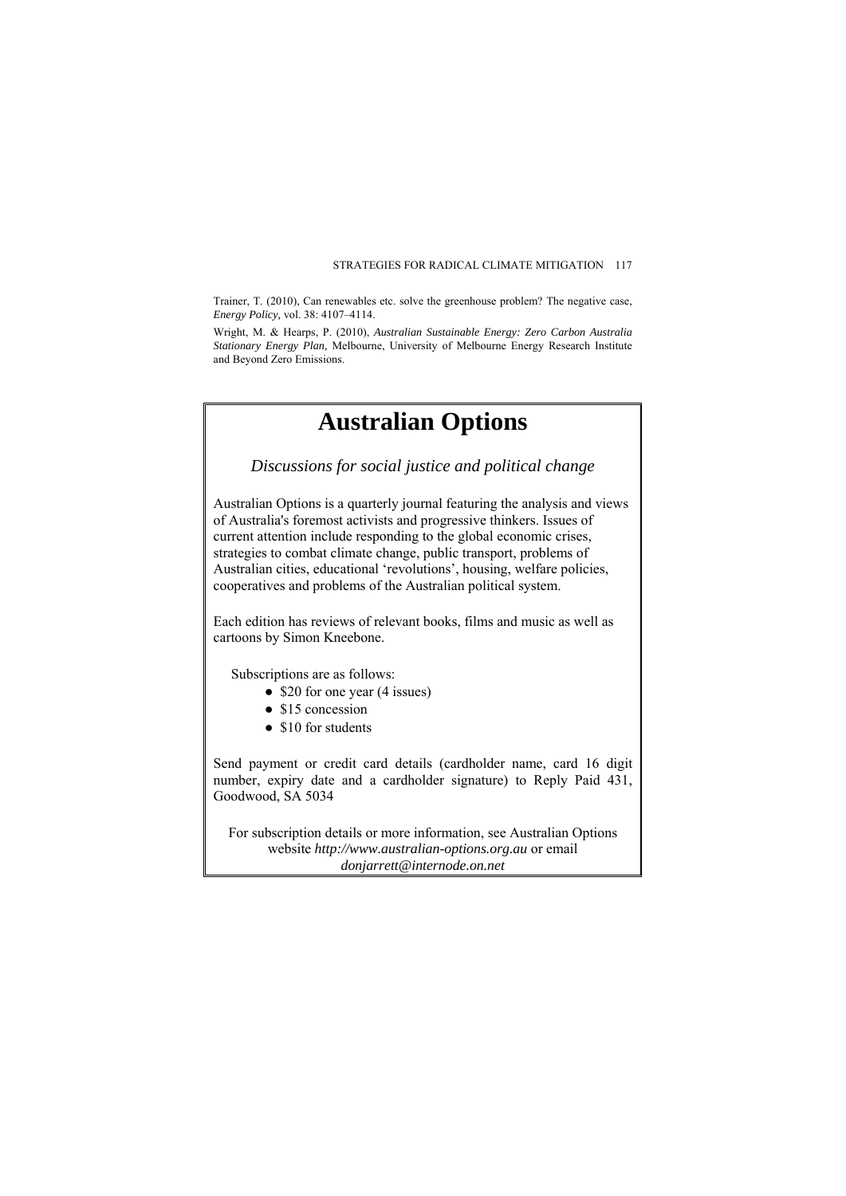Trainer, T. (2010), Can renewables etc. solve the greenhouse problem? The negative case, *Energy Policy,* vol. 38: 4107–4114.

Wright, M. & Hearps, P. (2010), ***Australian Sustainable Energy: Zero Carbon Australia Stationary Energy Plan,*** Melbourne, University of Melbourne Energy Research Institute and Beyond Zero Emissions.

# Australian Options

*Discussions for social justice and political change*

Australian Options is a quarterly journal featuring the analysis and views of Australia's foremost activists and progressive thinkers. Issues of current attention include responding to the global economic crises, strategies to combat climate change, public transport, problems of Australian cities, educational 'revolutions', housing, welfare policies, cooperatives and problems of the Australian political system.

Each edition has reviews of relevant books, films and music as well as cartoons by Simon Kneebone.

Subscriptions are as follows:

- $20 for one year (4 issues)
- $15 concession
- $10 for students

Send payment or credit card details (cardholder name, card 16 digit number, expiry date and a cardholder signature) to Reply Paid 431, Goodwood, SA 5034

For subscription details or more information, see Australian Options website *http://www.australian-options.org.au* or email *donjarrett@internode.on.net*